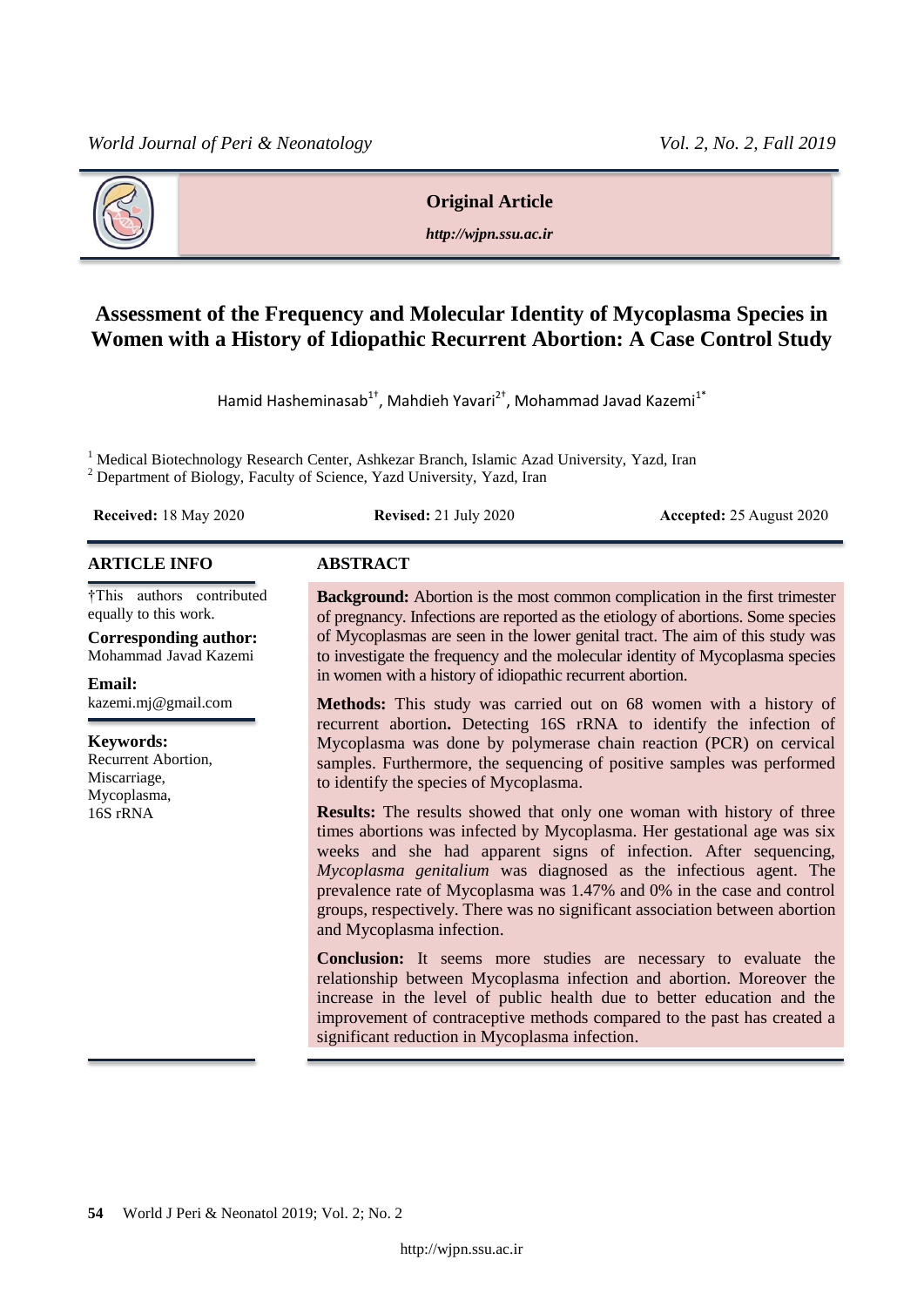**Original Article**

*http://wjpn.ssu.ac.ir*

# Assessment of the Frequency and Molecular Identity of Mycoplasma Species in Women with a History of Idiopathic Recurrent Abortion: A Case Control Study

Hamid Hasheminasab[1†], Mahdieh Yavari[2†], Mohammad Javad Kazemi[1*]

[1] Medical Biotechnology Research Center, Ashkezar Branch, Islamic Azad University, Yazd, Iran
[2] Department of Biology, Faculty of Science, Yazd University, Yazd, Iran

**Received:** 18 May 2020 **Revised:** 21 July 2020 **Accepted:** 25 August 2020

## ARTICLE INFO

†This authors contributed equally to this work.

**Corresponding author:**
Mohammad Javad Kazemi

**Email:**
kazemi.mj@gmail.com

**Keywords:**
Recurrent Abortion,
Miscarriage,
Mycoplasma,
16S rRNA

## ABSTRACT

**Background:** Abortion is the most common complication in the first trimester of pregnancy. Infections are reported as the etiology of abortions. Some species of Mycoplasmas are seen in the lower genital tract. The aim of this study was to investigate the frequency and the molecular identity of Mycoplasma species in women with a history of idiopathic recurrent abortion.

**Methods:** This study was carried out on 68 women with a history of recurrent abortion**.** Detecting 16S rRNA to identify the infection of Mycoplasma was done by polymerase chain reaction (PCR) on cervical samples. Furthermore, the sequencing of positive samples was performed to identify the species of Mycoplasma.

**Results:** The results showed that only one woman with history of three times abortions was infected by Mycoplasma. Her gestational age was six weeks and she had apparent signs of infection. After sequencing, *Mycoplasma genitalium* was diagnosed as the infectious agent. The prevalence rate of Mycoplasma was 1.47% and 0% in the case and control groups, respectively. There was no significant association between abortion and Mycoplasma infection.

**Conclusion:** It seems more studies are necessary to evaluate the relationship between Mycoplasma infection and abortion. Moreover the increase in the level of public health due to better education and the improvement of contraceptive methods compared to the past has created a significant reduction in Mycoplasma infection.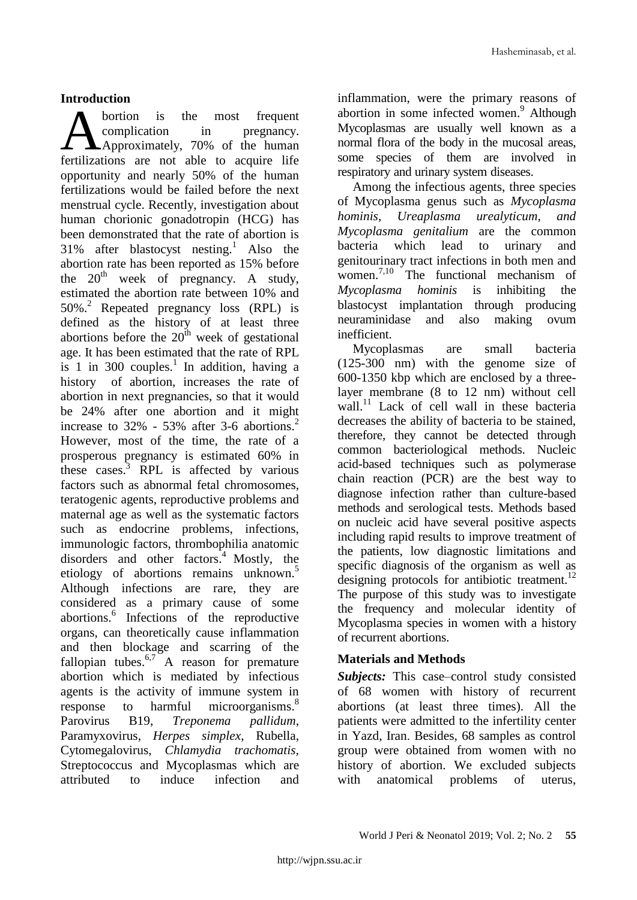## Introduction

Abortion is the most frequent complication in pregnancy. Approximately, 70% of the human fertilizations are not able to acquire life opportunity and nearly 50% of the human fertilizations would be failed before the next menstrual cycle. Recently, investigation about human chorionic gonadotropin (HCG) has been demonstrated that the rate of abortion is 31% after blastocyst nesting.[1] Also the abortion rate has been reported as 15% before the 20th week of pregnancy. A study, estimated the abortion rate between 10% and 50%.[2] Repeated pregnancy loss (RPL) is defined as the history of at least three abortions before the 20th week of gestational age. It has been estimated that the rate of RPL is 1 in 300 couples.[1] In addition, having a history of abortion, increases the rate of abortion in next pregnancies, so that it would be 24% after one abortion and it might increase to 32% - 53% after 3-6 abortions.[2] However, most of the time, the rate of a prosperous pregnancy is estimated 60% in these cases.[3] RPL is affected by various factors such as abnormal fetal chromosomes, teratogenic agents, reproductive problems and maternal age as well as the systematic factors such as endocrine problems, infections, immunologic factors, thrombophilia anatomic disorders and other factors.[4] Mostly, the etiology of abortions remains unknown.[5] Although infections are rare, they are considered as a primary cause of some abortions.[6] Infections of the reproductive organs, can theoretically cause inflammation and then blockage and scarring of the fallopian tubes.[6,7] A reason for premature abortion which is mediated by infectious agents is the activity of immune system in response to harmful microorganisms.[8] Parovirus B19, *Treponema pallidum*, Paramyxovirus, *Herpes simplex*, Rubella, Cytomegalovirus, *Chlamydia trachomatis*, Streptococcus and Mycoplasmas which are attributed to induce infection and inflammation, were the primary reasons of abortion in some infected women.[9] Although Mycoplasmas are usually well known as a normal flora of the body in the mucosal areas, some species of them are involved in respiratory and urinary system diseases.

Among the infectious agents, three species of Mycoplasma genus such as *Mycoplasma hominis, Ureaplasma urealyticum, and Mycoplasma genitalium* are the common bacteria which lead to urinary and genitourinary tract infections in both men and women.[7,10] The functional mechanism of *Mycoplasma hominis* is inhibiting the blastocyst implantation through producing neuraminidase and also making ovum inefficient.

Mycoplasmas are small bacteria (125-300 nm) with the genome size of 600-1350 kbp which are enclosed by a three-layer membrane (8 to 12 nm) without cell wall.[11] Lack of cell wall in these bacteria decreases the ability of bacteria to be stained, therefore, they cannot be detected through common bacteriological methods. Nucleic acid-based techniques such as polymerase chain reaction (PCR) are the best way to diagnose infection rather than culture-based methods and serological tests. Methods based on nucleic acid have several positive aspects including rapid results to improve treatment of the patients, low diagnostic limitations and specific diagnosis of the organism as well as designing protocols for antibiotic treatment.[12] The purpose of this study was to investigate the frequency and molecular identity of Mycoplasma species in women with a history of recurrent abortions.

## Materials and Methods

***Subjects:*** This case–control study consisted of 68 women with history of recurrent abortions (at least three times). All the patients were admitted to the infertility center in Yazd, Iran. Besides, 68 samples as control group were obtained from women with no history of abortion. We excluded subjects with anatomical problems of uterus,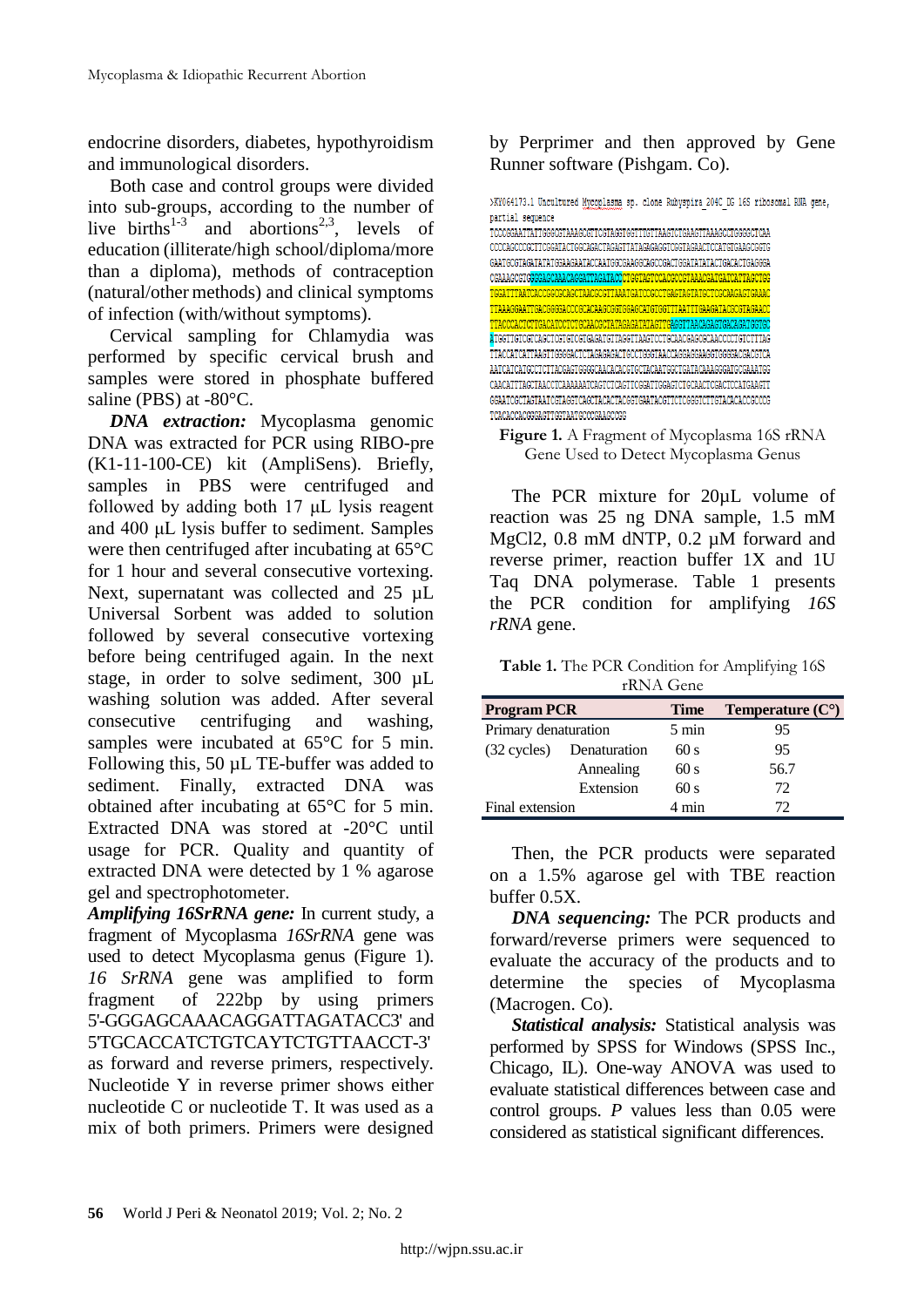endocrine disorders, diabetes, hypothyroidism and immunological disorders.

Both case and control groups were divided into sub-groups, according to the number of live births[1-3] and abortions[2,3], levels of education (illiterate/high school/diploma/more than a diploma), methods of contraception (natural/other methods) and clinical symptoms of infection (with/without symptoms).

Cervical sampling for Chlamydia was performed by specific cervical brush and samples were stored in phosphate buffered saline (PBS) at -80°C.

***DNA extraction:*** Mycoplasma genomic DNA was extracted for PCR using RIBO-pre (K1-11-100-CE) kit (AmpliSens). Briefly, samples in PBS were centrifuged and followed by adding both 17 µL lysis reagent and 400 µL lysis buffer to sediment. Samples were then centrifuged after incubating at 65°C for 1 hour and several consecutive vortexing. Next, supernatant was collected and 25 µL Universal Sorbent was added to solution followed by several consecutive vortexing before being centrifuged again. In the next stage, in order to solve sediment, 300 µL washing solution was added. After several consecutive centrifuging and washing, samples were incubated at 65°C for 5 min. Following this, 50 µL TE-buffer was added to sediment. Finally, extracted DNA was obtained after incubating at 65°C for 5 min. Extracted DNA was stored at -20°C until usage for PCR. Quality and quantity of extracted DNA were detected by 1 % agarose gel and spectrophotometer.

***Amplifying 16SrRNA gene:*** In current study, a fragment of Mycoplasma *16SrRNA* gene was used to detect Mycoplasma genus (Figure 1). *16 SrRNA* gene was amplified to form fragment of 222bp by using primers 5'-GGGAGCAAACAGGATTAGATACC3' and 5'TGCACCATCTGTCAYTCTGTTAACCT-3' as forward and reverse primers, respectively. Nucleotide Y in reverse primer shows either nucleotide C or nucleotide T. It was used as a mix of both primers. Primers were designed by Perprimer and then approved by Gene Runner software (Pishgam. Co).

```
>KY064173.1 Uncultured Mycoplasma sp. clone Rubyspira_204C_DG 16S ribosomal RNA gene,
partial sequence
TCCGGAATTATTGGGCGTAAAGCGTTCGTAGGTGGTTTGTTAAGTCTGAAGTTAAAGCCTGGGGCTCAA
CCCCAGCCCGCTTCGGATACTGGCAGACTAGAGTTATAGAGAGGTCGGTAGAACTCCATGTGAAGCGGTG
GAATGCGTAGATATATGGAAGAATACCAATGGCGAAGGCAGCCGACTGGATATATACTGACACTGAGGGA
CGAAAGCGTGGGGAGCAAACAGGATTAGATACCCTGGTAGTCCACGCCGTAAACGATGATCATTAGCTGG
TGGATTTAATCACCGGCGCAGCTAACGCGTTAAATGATCCGCCTGAGTAGTATGCTCGCAAGAGTGAAAC
TTAAAGGAATTGACGGGGACCCGCACAAGCGGTGGAGCATGTGGTTTAATTTGAAGATACGCGTAGAACC
TTACCCACTCTTGACATCCTCTGCAACGCTATAGAGATATAGTTGAGGTTAACAGAGTGACAGATGGTGC
ATGGTTGTCGTCAGCTCGTGTCGTGAGATGTTAGGTTAAGTCCTGCAACGAGCGCAACCCCTGTCTTTAG
TTACCATCATTAAGTTGGGGACTCTAGAGAGACTGCCTGGGTAACCAGGAGGAAGGTGGGGACGACGTCA
AATCATCATGCCTCTTACGAGTGGGGCAACACACGTGCTACAATGGCTGATACAAAGGGATGCGAAATGG
CAACATTTAGCTAACCTCAAAAAATCAGTCTCAGTTCGGATTGGAGTCTGCAACTCGACTCCATGAAGTT
GGAATCGCTAGTAATCGTAGGTCAGCTACACTACGGTGAATACGTTCTCGGGTCTTGTACACACCGCCCG
TCACACCACGGGAGTTGGTAATGCCCGAAGCCGG
```

**Figure 1.** A Fragment of Mycoplasma 16S rRNA Gene Used to Detect Mycoplasma Genus

The PCR mixture for 20µL volume of reaction was 25 ng DNA sample, 1.5 mM $MgCl_2$, 0.8 mM dNTP, 0.2 µM forward and reverse primer, reaction buffer 1X and 1U Taq DNA polymerase. Table 1 presents the PCR condition for amplifying *16S rRNA* gene.

**Table 1.** The PCR Condition for Amplifying 16S rRNA Gene

| Program PCR | | Time | Temperature (C°) |
|---|---|---|---|
| Primary denaturation | | 5 min | 95 |
| (32 cycles) | Denaturation | 60 s | 95 |
| | Annealing | 60 s | 56.7 |
| | Extension | 60 s | 72 |
| Final extension | | 4 min | 72 |

Then, the PCR products were separated on a 1.5% agarose gel with TBE reaction buffer 0.5X.

***DNA sequencing:*** The PCR products and forward/reverse primers were sequenced to evaluate the accuracy of the products and to determine the species of Mycoplasma (Macrogen. Co).

***Statistical analysis:*** Statistical analysis was performed by SPSS for Windows (SPSS Inc., Chicago, IL). One-way ANOVA was used to evaluate statistical differences between case and control groups. *P* values less than 0.05 were considered as statistical significant differences.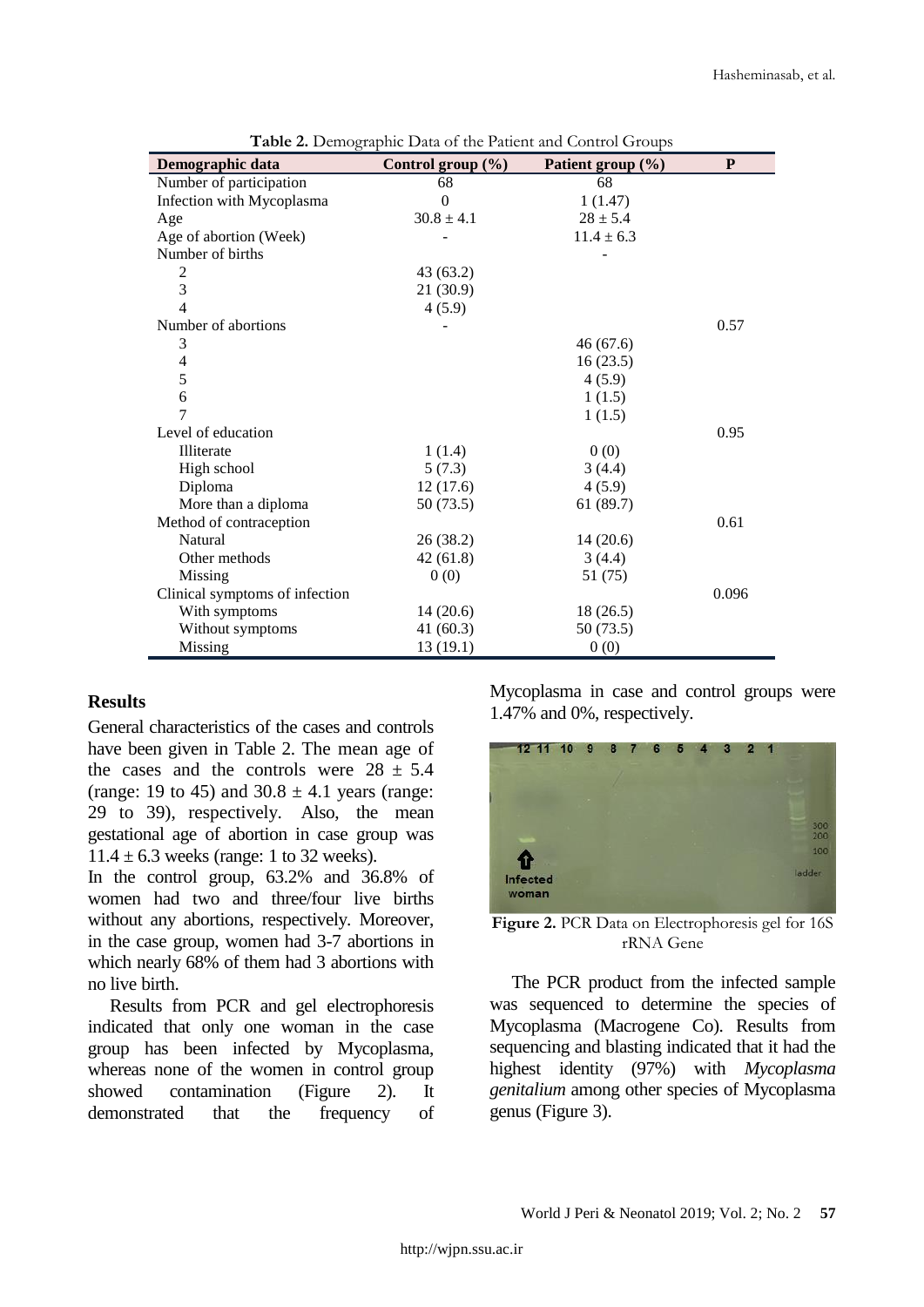**Table 2.** Demographic Data of the Patient and Control Groups

| Demographic data | Control group (%) | Patient group (%) | P |
|---|---|---|---|
| Number of participation | 68 | 68 | |
| Infection with Mycoplasma | 0 | 1 (1.47) | |
| Age | 30.8 ± 4.1 | 28 ± 5.4 | |
| Age of abortion (Week) | - | 11.4 ± 6.3 | |
| Number of births | | - | |
| 2 | 43 (63.2) | | |
| 3 | 21 (30.9) | | |
| 4 | 4 (5.9) | | |
| Number of abortions | - | | 0.57 |
| 3 | | 46 (67.6) | |
| 4 | | 16 (23.5) | |
| 5 | | 4 (5.9) | |
| 6 | | 1 (1.5) | |
| 7 | | 1 (1.5) | |
| Level of education | | | 0.95 |
| Illiterate | 1 (1.4) | 0 (0) | |
| High school | 5 (7.3) | 3 (4.4) | |
| Diploma | 12 (17.6) | 4 (5.9) | |
| More than a diploma | 50 (73.5) | 61 (89.7) | |
| Method of contraception | | | 0.61 |
| Natural | 26 (38.2) | 14 (20.6) | |
| Other methods | 42 (61.8) | 3 (4.4) | |
| Missing | 0 (0) | 51 (75) | |
| Clinical symptoms of infection | | | 0.096 |
| With symptoms | 14 (20.6) | 18 (26.5) | |
| Without symptoms | 41 (60.3) | 50 (73.5) | |
| Missing | 13 (19.1) | 0 (0) | |

## Results

General characteristics of the cases and controls have been given in Table 2. The mean age of the cases and the controls were 28 ± 5.4 (range: 19 to 45) and 30.8 ± 4.1 years (range: 29 to 39), respectively. Also, the mean gestational age of abortion in case group was 11.4 ± 6.3 weeks (range: 1 to 32 weeks).

In the control group, 63.2% and 36.8% of women had two and three/four live births without any abortions, respectively. Moreover, in the case group, women had 3-7 abortions in which nearly 68% of them had 3 abortions with no live birth.

Results from PCR and gel electrophoresis indicated that only one woman in the case group has been infected by Mycoplasma, whereas none of the women in control group showed contamination (Figure 2). It demonstrated that the frequency of Mycoplasma in case and control groups were 1.47% and 0%, respectively.

**Figure 2.** PCR Data on Electrophoresis gel for 16S rRNA Gene

The PCR product from the infected sample was sequenced to determine the species of Mycoplasma (Macrogene Co). Results from sequencing and blasting indicated that it had the highest identity (97%) with *Mycoplasma genitalium* among other species of Mycoplasma genus (Figure 3).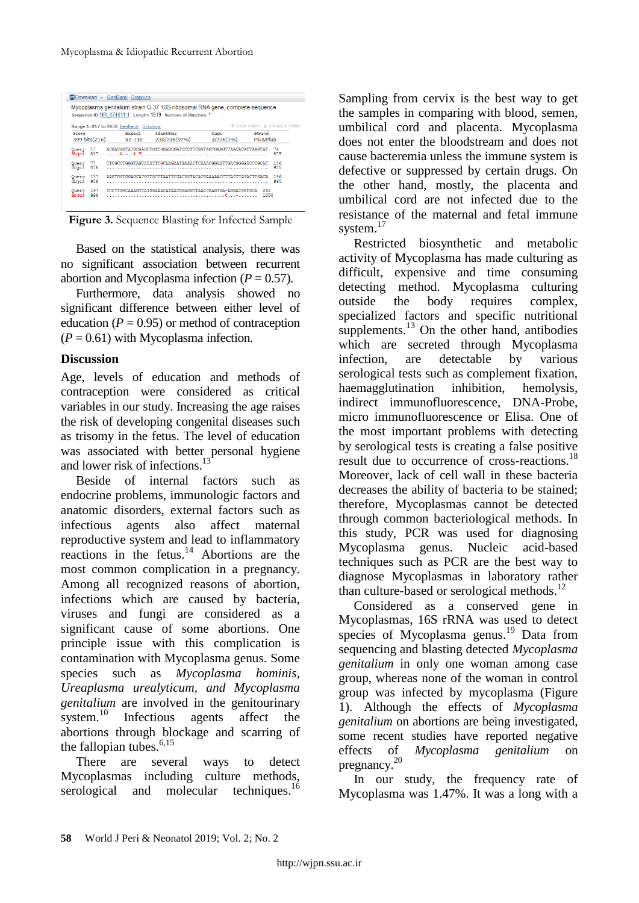Figure 3. Sequence Blasting for Infected Sample

Based on the statistical analysis, there was no significant association between recurrent abortion and Mycoplasma infection ($P = 0.57$).

Furthermore, data analysis showed no significant difference between either level of education ($P = 0.95$) or method of contraception ($P = 0.61$) with Mycoplasma infection.

## Discussion

Age, levels of education and methods of contraception were considered as critical variables in our study. Increasing the age raises the risk of developing congenital diseases such as trisomy in the fetus. The level of education was associated with better personal hygiene and lower risk of infections.[13]

Beside of internal factors such as endocrine problems, immunologic factors and anatomic disorders, external factors such as infectious agents also affect maternal reproductive system and lead to inflammatory reactions in the fetus.[14] Abortions are the most common complication in a pregnancy. Among all recognized reasons of abortion, infections which are caused by bacteria, viruses and fungi are considered as a significant cause of some abortions. One principle issue with this complication is contamination with Mycoplasma genus. Some species such as *Mycoplasma hominis*, *Ureaplasma urealyticum*, *and Mycoplasma genitalium* are involved in the genitourinary system.[10] Infectious agents affect the abortions through blockage and scarring of the fallopian tubes.[6,15]

There are several ways to detect Mycoplasmas including culture methods, serological and molecular techniques.[16] Sampling from cervix is the best way to get the samples in comparing with blood, semen, umbilical cord and placenta. Mycoplasma does not enter the bloodstream and does not cause bacteremia unless the immune system is defective or suppressed by certain drugs. On the other hand, mostly, the placenta and umbilical cord are not infected due to the resistance of the maternal and fetal immune system.[17]

Restricted biosynthetic and metabolic activity of Mycoplasma has made culturing as difficult, expensive and time consuming detecting method. Mycoplasma culturing outside the body requires complex, specialized factors and specific nutritional supplements.[13] On the other hand, antibodies which are secreted through Mycoplasma infection, are detectable by various serological tests such as complement fixation, haemagglutination inhibition, hemolysis, indirect immunofluorescence, DNA-Probe, micro immunofluorescence or Elisa. One of the most important problems with detecting by serological tests is creating a false positive result due to occurrence of cross-reactions.[18] Moreover, lack of cell wall in these bacteria decreases the ability of bacteria to be stained; therefore, Mycoplasmas cannot be detected through common bacteriological methods. In this study, PCR was used for diagnosing Mycoplasma genus. Nucleic acid-based techniques such as PCR are the best way to diagnose Mycoplasmas in laboratory rather than culture-based or serological methods.[12]

Considered as a conserved gene in Mycoplasmas, 16S rRNA was used to detect species of Mycoplasma genus.[19] Data from sequencing and blasting detected *Mycoplasma genitalium* in only one woman among case group, whereas none of the woman in control group was infected by mycoplasma (Figure 1). Although the effects of *Mycoplasma genitalium* on abortions are being investigated, some recent studies have reported negative effects of *Mycoplasma genitalium* on pregnancy.[20]

In our study, the frequency rate of Mycoplasma was 1.47%. It was a long with a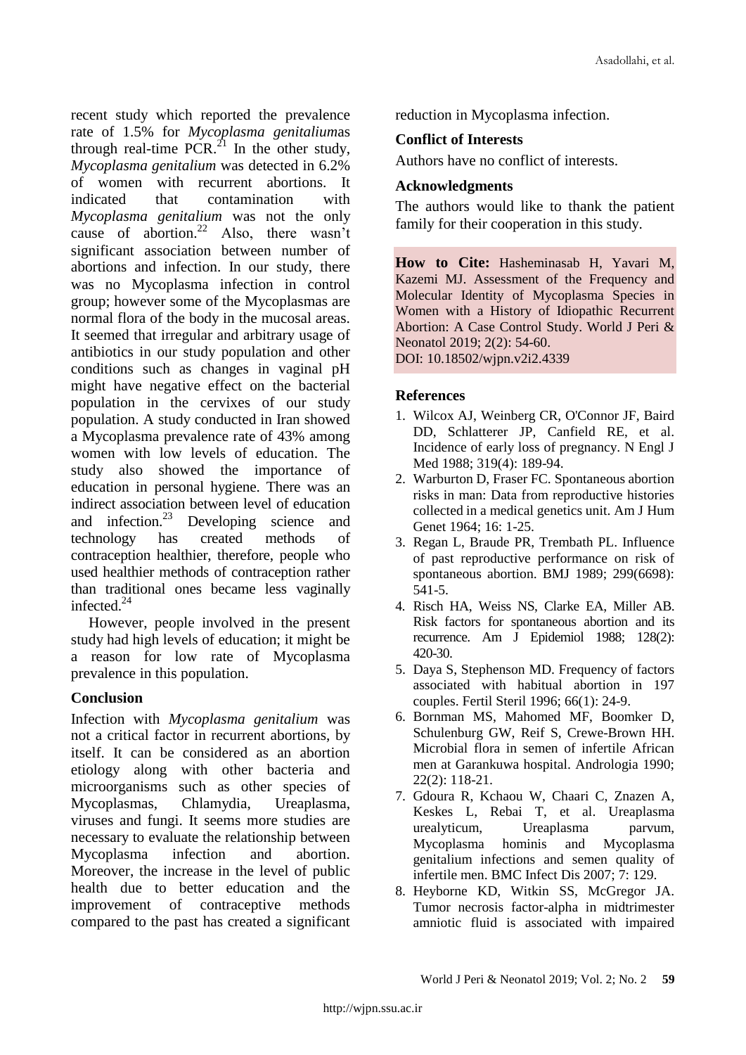recent study which reported the prevalence rate of 1.5% for *Mycoplasma genitalium*as through real-time PCR.[21] In the other study, *Mycoplasma genitalium* was detected in 6.2% of women with recurrent abortions. It indicated that contamination with *Mycoplasma genitalium* was not the only cause of abortion.[22] Also, there wasn't significant association between number of abortions and infection. In our study, there was no Mycoplasma infection in control group; however some of the Mycoplasmas are normal flora of the body in the mucosal areas. It seemed that irregular and arbitrary usage of antibiotics in our study population and other conditions such as changes in vaginal pH might have negative effect on the bacterial population in the cervixes of our study population. A study conducted in Iran showed a Mycoplasma prevalence rate of 43% among women with low levels of education. The study also showed the importance of education in personal hygiene. There was an indirect association between level of education and infection.[23] Developing science and technology has created methods of contraception healthier, therefore, people who used healthier methods of contraception rather than traditional ones became less vaginally infected.[24]

However, people involved in the present study had high levels of education; it might be a reason for low rate of Mycoplasma prevalence in this population.

### Conclusion

Infection with *Mycoplasma genitalium* was not a critical factor in recurrent abortions, by itself. It can be considered as an abortion etiology along with other bacteria and microorganisms such as other species of Mycoplasmas, Chlamydia, Ureaplasma, viruses and fungi. It seems more studies are necessary to evaluate the relationship between Mycoplasma infection and abortion. Moreover, the increase in the level of public health due to better education and the improvement of contraceptive methods compared to the past has created a significant reduction in Mycoplasma infection.

### Conflict of Interests

Authors have no conflict of interests.

### Acknowledgments

The authors would like to thank the patient family for their cooperation in this study.

**How to Cite:** Hasheminasab H, Yavari M, Kazemi MJ. Assessment of the Frequency and Molecular Identity of Mycoplasma Species in Women with a History of Idiopathic Recurrent Abortion: A Case Control Study. World J Peri & Neonatol 2019; 2(2): 54-60.
DOI: 10.18502/wjpn.v2i2.4339

### References

1. Wilcox AJ, Weinberg CR, O'Connor JF, Baird DD, Schlatterer JP, Canfield RE, et al. Incidence of early loss of pregnancy. N Engl J Med 1988; 319(4): 189-94.
2. Warburton D, Fraser FC. Spontaneous abortion risks in man: Data from reproductive histories collected in a medical genetics unit. Am J Hum Genet 1964; 16: 1-25.
3. Regan L, Braude PR, Trembath PL. Influence of past reproductive performance on risk of spontaneous abortion. BMJ 1989; 299(6698): 541-5.
4. Risch HA, Weiss NS, Clarke EA, Miller AB. Risk factors for spontaneous abortion and its recurrence. Am J Epidemiol 1988; 128(2): 420-30.
5. Daya S, Stephenson MD. Frequency of factors associated with habitual abortion in 197 couples. Fertil Steril 1996; 66(1): 24-9.
6. Bornman MS, Mahomed MF, Boomker D, Schulenburg GW, Reif S, Crewe-Brown HH. Microbial flora in semen of infertile African men at Garankuwa hospital. Andrologia 1990; 22(2): 118-21.
7. Gdoura R, Kchaou W, Chaari C, Znazen A, Keskes L, Rebai T, et al. Ureaplasma urealyticum, Ureaplasma parvum, Mycoplasma hominis and Mycoplasma genitalium infections and semen quality of infertile men. BMC Infect Dis 2007; 7: 129.
8. Heyborne KD, Witkin SS, McGregor JA. Tumor necrosis factor-alpha in midtrimester amniotic fluid is associated with impaired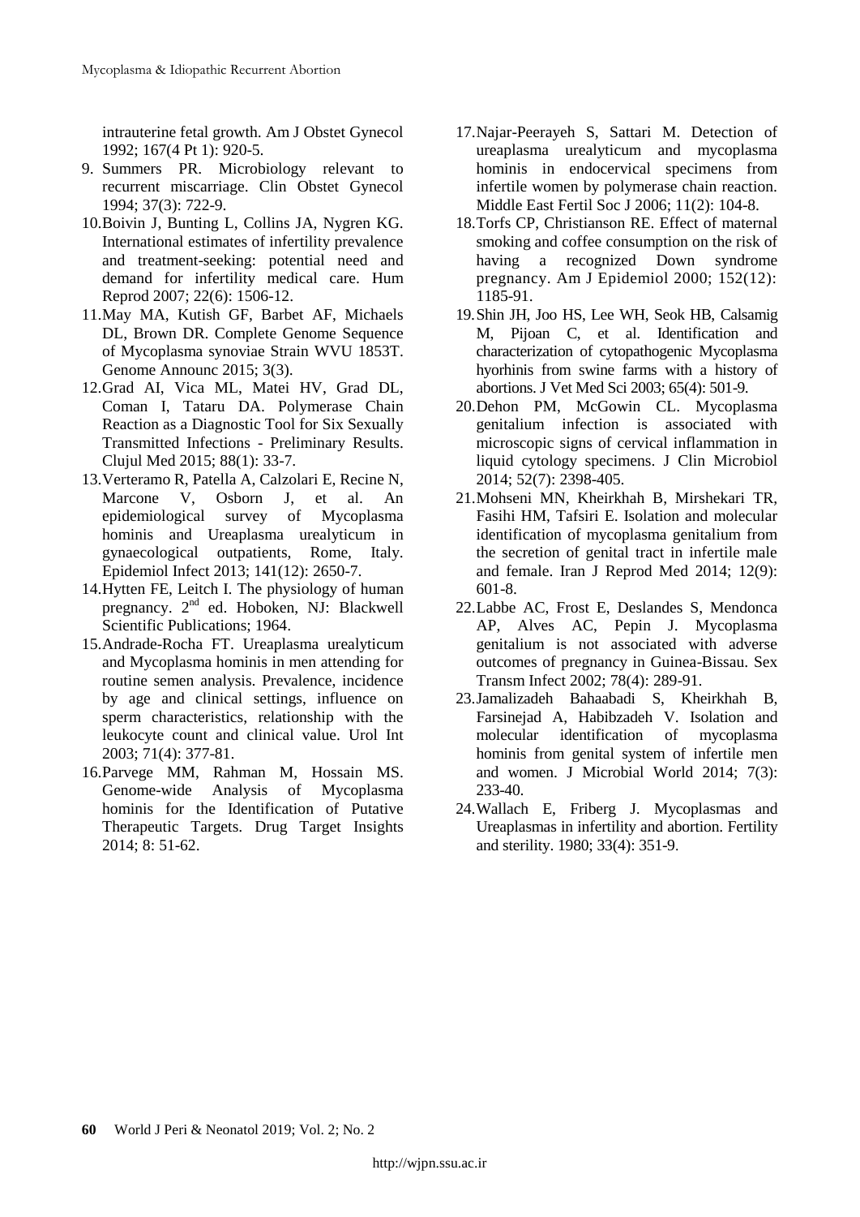intrauterine fetal growth. Am J Obstet Gynecol 1992; 167(4 Pt 1): 920-5.

9. Summers PR. Microbiology relevant to recurrent miscarriage. Clin Obstet Gynecol 1994; 37(3): 722-9.
10. Boivin J, Bunting L, Collins JA, Nygren KG. International estimates of infertility prevalence and treatment-seeking: potential need and demand for infertility medical care. Hum Reprod 2007; 22(6): 1506-12.
11. May MA, Kutish GF, Barbet AF, Michaels DL, Brown DR. Complete Genome Sequence of Mycoplasma synoviae Strain WVU 1853T. Genome Announc 2015; 3(3).
12. Grad AI, Vica ML, Matei HV, Grad DL, Coman I, Tataru DA. Polymerase Chain Reaction as a Diagnostic Tool for Six Sexually Transmitted Infections - Preliminary Results. Clujul Med 2015; 88(1): 33-7.
13. Verteramo R, Patella A, Calzolari E, Recine N, Marcone V, Osborn J, et al. An epidemiological survey of Mycoplasma hominis and Ureaplasma urealyticum in gynaecological outpatients, Rome, Italy. Epidemiol Infect 2013; 141(12): 2650-7.
14. Hytten FE, Leitch I. The physiology of human pregnancy. 2nd ed. Hoboken, NJ: Blackwell Scientific Publications; 1964.
15. Andrade-Rocha FT. Ureaplasma urealyticum and Mycoplasma hominis in men attending for routine semen analysis. Prevalence, incidence by age and clinical settings, influence on sperm characteristics, relationship with the leukocyte count and clinical value. Urol Int 2003; 71(4): 377-81.
16. Parvege MM, Rahman M, Hossain MS. Genome-wide Analysis of Mycoplasma hominis for the Identification of Putative Therapeutic Targets. Drug Target Insights 2014; 8: 51-62.
17. Najar-Peerayeh S, Sattari M. Detection of ureaplasma urealyticum and mycoplasma hominis in endocervical specimens from infertile women by polymerase chain reaction. Middle East Fertil Soc J 2006; 11(2): 104-8.
18. Torfs CP, Christianson RE. Effect of maternal smoking and coffee consumption on the risk of having a recognized Down syndrome pregnancy. Am J Epidemiol 2000; 152(12): 1185-91.
19. Shin JH, Joo HS, Lee WH, Seok HB, Calsamig M, Pijoan C, et al. Identification and characterization of cytopathogenic Mycoplasma hyorhinis from swine farms with a history of abortions. J Vet Med Sci 2003; 65(4): 501-9.
20. Dehon PM, McGowin CL. Mycoplasma genitalium infection is associated with microscopic signs of cervical inflammation in liquid cytology specimens. J Clin Microbiol 2014; 52(7): 2398-405.
21. Mohseni MN, Kheirkhah B, Mirshekari TR, Fasihi HM, Tafsiri E. Isolation and molecular identification of mycoplasma genitalium from the secretion of genital tract in infertile male and female. Iran J Reprod Med 2014; 12(9): 601-8.
22. Labbe AC, Frost E, Deslandes S, Mendonca AP, Alves AC, Pepin J. Mycoplasma genitalium is not associated with adverse outcomes of pregnancy in Guinea-Bissau. Sex Transm Infect 2002; 78(4): 289-91.
23. Jamalizadeh Bahaabadi S, Kheirkhah B, Farsinejad A, Habibzadeh V. Isolation and molecular identification of mycoplasma hominis from genital system of infertile men and women. J Microbial World 2014; 7(3): 233-40.
24. Wallach E, Friberg J. Mycoplasmas and Ureaplasmas in infertility and abortion. Fertility and sterility. 1980; 33(4): 351-9.